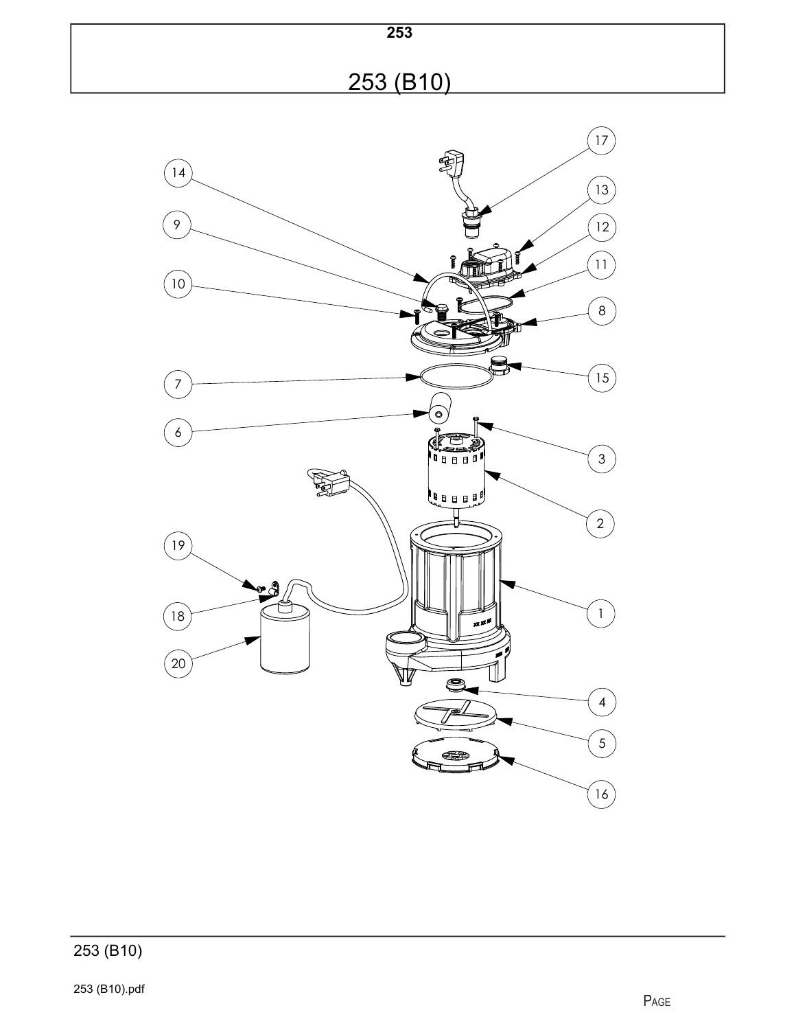**253**

# 253 (B10)

253 (B10)

253 (B10).pdf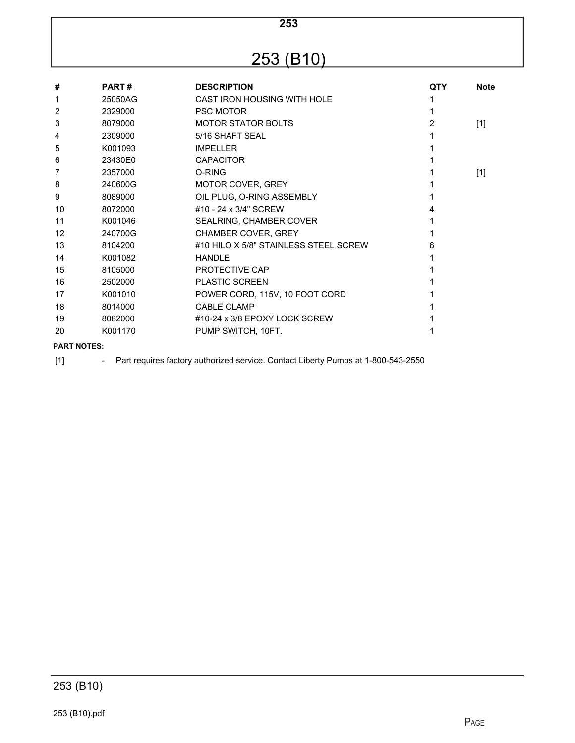# 253

# 253 (B10)

| # | PART # | DESCRIPTION | QTY | Note |
|---|---|---|---|---|
| 1 | 25050AG | CAST IRON HOUSING WITH HOLE | 1 | |
| 2 | 2329000 | PSC MOTOR | 1 | |
| 3 | 8079000 | MOTOR STATOR BOLTS | 2 | [1] |
| 4 | 2309000 | 5/16 SHAFT SEAL | 1 | |
| 5 | K001093 | IMPELLER | 1 | |
| 6 | 23430E0 | CAPACITOR | 1 | |
| 7 | 2357000 | O-RING | 1 | [1] |
| 8 | 240600G | MOTOR COVER, GREY | 1 | |
| 9 | 8089000 | OIL PLUG, O-RING ASSEMBLY | 1 | |
| 10 | 8072000 | #10 - 24 x 3/4" SCREW | 4 | |
| 11 | K001046 | SEALRING, CHAMBER COVER | 1 | |
| 12 | 240700G | CHAMBER COVER, GREY | 1 | |
| 13 | 8104200 | #10 HILO X 5/8" STAINLESS STEEL SCREW | 6 | |
| 14 | K001082 | HANDLE | 1 | |
| 15 | 8105000 | PROTECTIVE CAP | 1 | |
| 16 | 2502000 | PLASTIC SCREEN | 1 | |
| 17 | K001010 | POWER CORD, 115V, 10 FOOT CORD | 1 | |
| 18 | 8014000 | CABLE CLAMP | 1 | |
| 19 | 8082000 | #10-24 x 3/8 EPOXY LOCK SCREW | 1 | |
| 20 | K001170 | PUMP SWITCH, 10FT. | 1 | |

**PART NOTES:**

[1] - Part requires factory authorized service. Contact Liberty Pumps at 1-800-543-2550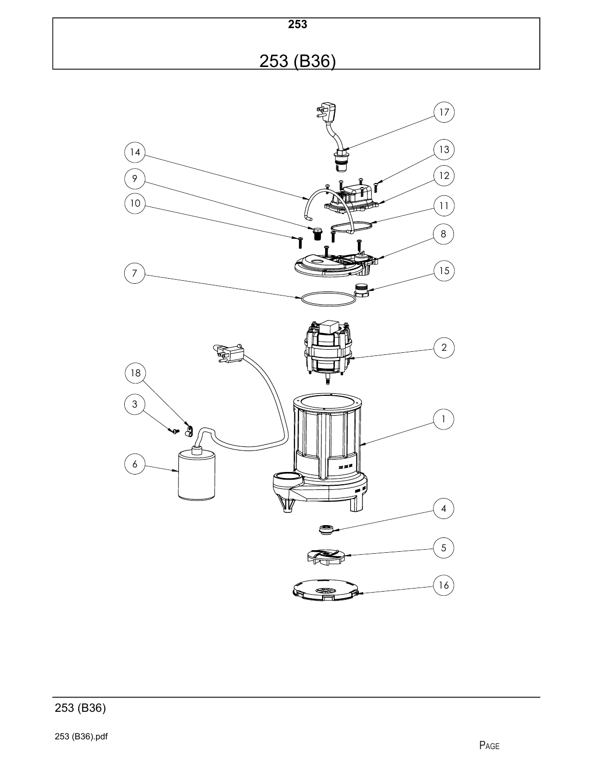# 253

## 253 (B36)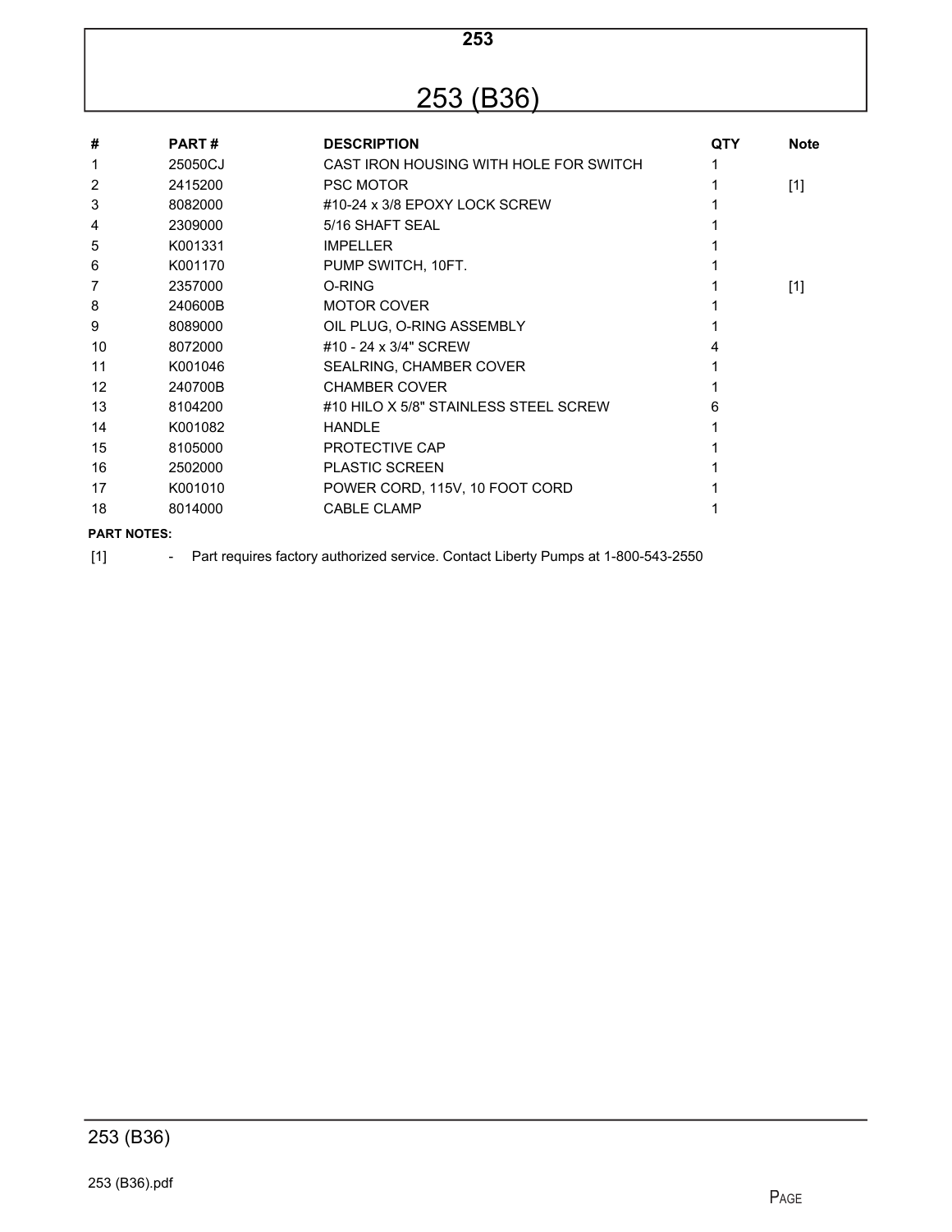# 253

# 253 (B36)

| # | PART # | DESCRIPTION | QTY | Note |
|---|---|---|---|---|
| 1 | 25050CJ | CAST IRON HOUSING WITH HOLE FOR SWITCH | 1 | |
| 2 | 2415200 | PSC MOTOR | 1 | [1] |
| 3 | 8082000 | #10-24 x 3/8 EPOXY LOCK SCREW | 1 | |
| 4 | 2309000 | 5/16 SHAFT SEAL | 1 | |
| 5 | K001331 | IMPELLER | 1 | |
| 6 | K001170 | PUMP SWITCH, 10FT. | 1 | |
| 7 | 2357000 | O-RING | 1 | [1] |
| 8 | 240600B | MOTOR COVER | 1 | |
| 9 | 8089000 | OIL PLUG, O-RING ASSEMBLY | 1 | |
| 10 | 8072000 | #10 - 24 x 3/4" SCREW | 4 | |
| 11 | K001046 | SEALRING, CHAMBER COVER | 1 | |
| 12 | 240700B | CHAMBER COVER | 1 | |
| 13 | 8104200 | #10 HILO X 5/8" STAINLESS STEEL SCREW | 6 | |
| 14 | K001082 | HANDLE | 1 | |
| 15 | 8105000 | PROTECTIVE CAP | 1 | |
| 16 | 2502000 | PLASTIC SCREEN | 1 | |
| 17 | K001010 | POWER CORD, 115V, 10 FOOT CORD | 1 | |
| 18 | 8014000 | CABLE CLAMP | 1 | |

**PART NOTES:**

[1] - Part requires factory authorized service. Contact Liberty Pumps at 1-800-543-2550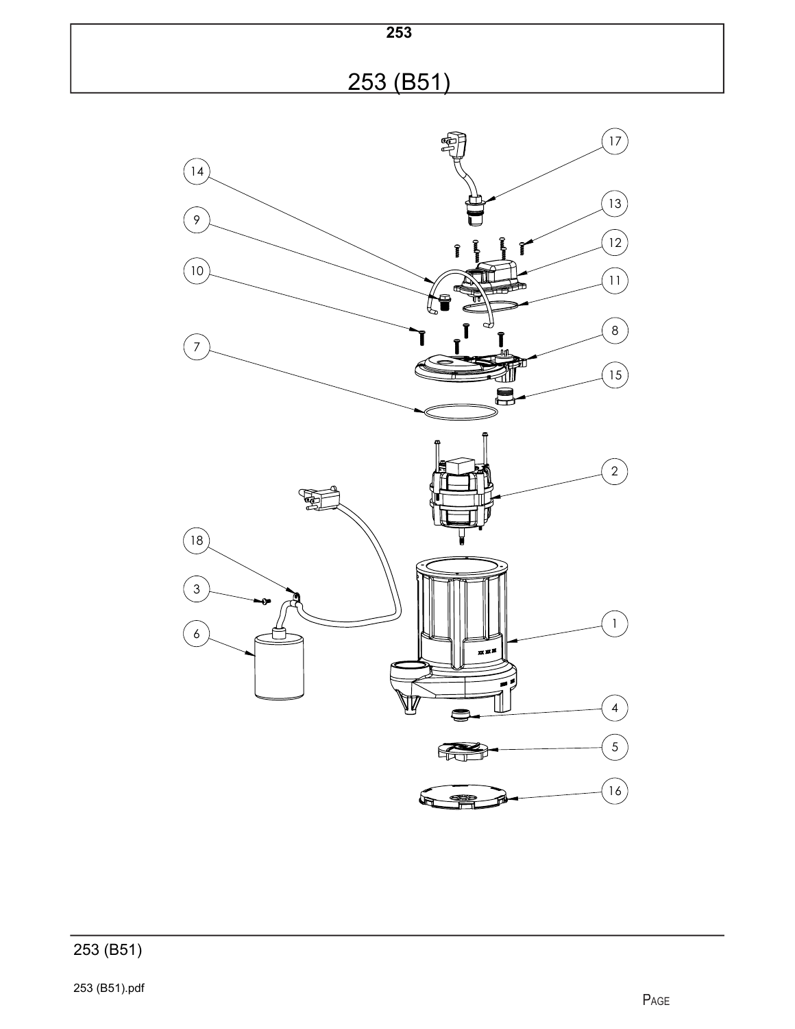# 253

## 253 (B51)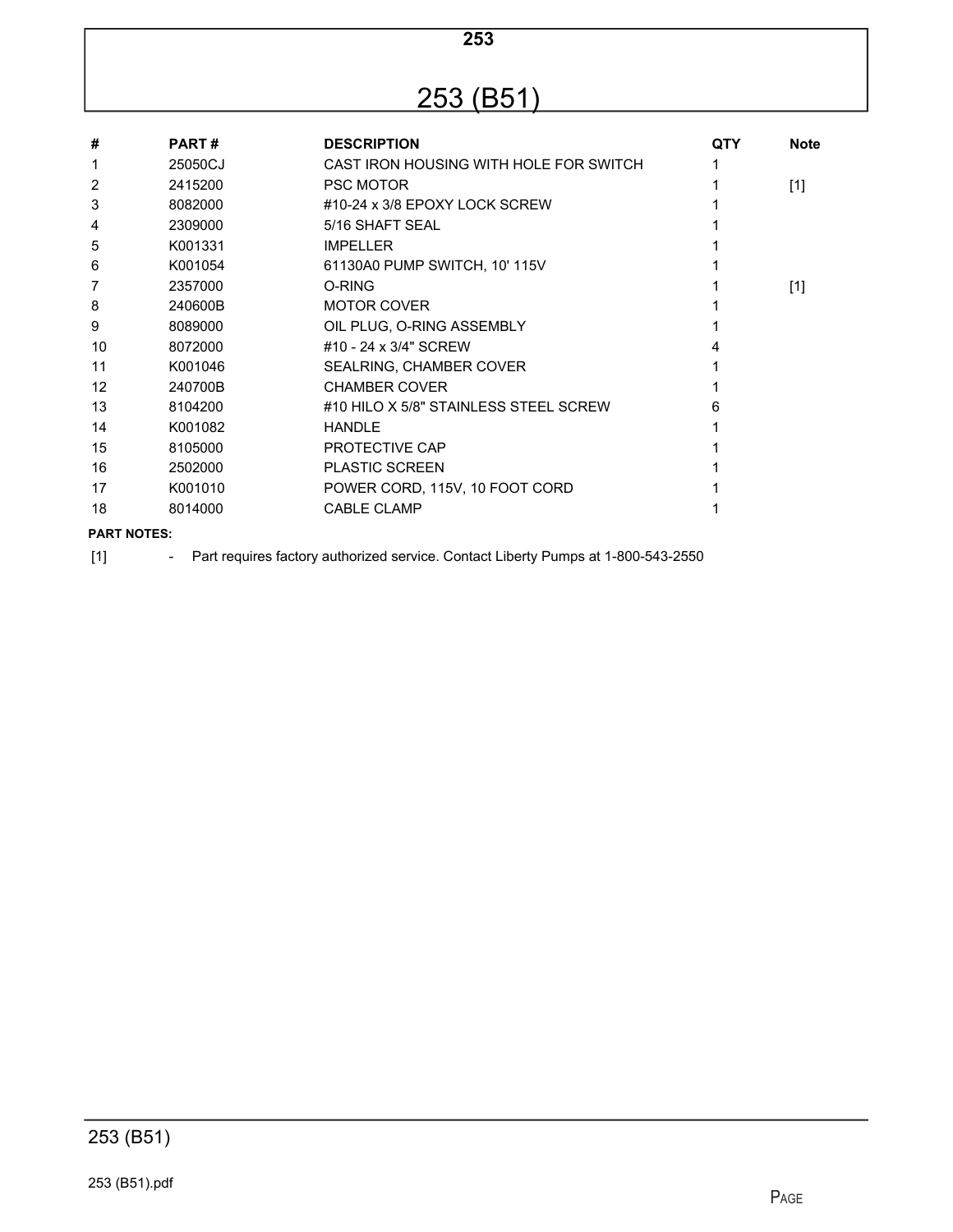# 253

## 253 (B51)

| # | PART # | DESCRIPTION | QTY | Note |
|---|---|---|---|---|
| 1 | 25050CJ | CAST IRON HOUSING WITH HOLE FOR SWITCH | 1 | |
| 2 | 2415200 | PSC MOTOR | 1 | [1] |
| 3 | 8082000 | #10-24 x 3/8 EPOXY LOCK SCREW | 1 | |
| 4 | 2309000 | 5/16 SHAFT SEAL | 1 | |
| 5 | K001331 | IMPELLER | 1 | |
| 6 | K001054 | 61130A0 PUMP SWITCH, 10' 115V | 1 | |
| 7 | 2357000 | O-RING | 1 | [1] |
| 8 | 240600B | MOTOR COVER | 1 | |
| 9 | 8089000 | OIL PLUG, O-RING ASSEMBLY | 1 | |
| 10 | 8072000 | #10 - 24 x 3/4" SCREW | 4 | |
| 11 | K001046 | SEALRING, CHAMBER COVER | 1 | |
| 12 | 240700B | CHAMBER COVER | 1 | |
| 13 | 8104200 | #10 HILO X 5/8" STAINLESS STEEL SCREW | 6 | |
| 14 | K001082 | HANDLE | 1 | |
| 15 | 8105000 | PROTECTIVE CAP | 1 | |
| 16 | 2502000 | PLASTIC SCREEN | 1 | |
| 17 | K001010 | POWER CORD, 115V, 10 FOOT CORD | 1 | |
| 18 | 8014000 | CABLE CLAMP | 1 | |

**PART NOTES:**

[1] - Part requires factory authorized service. Contact Liberty Pumps at 1-800-543-2550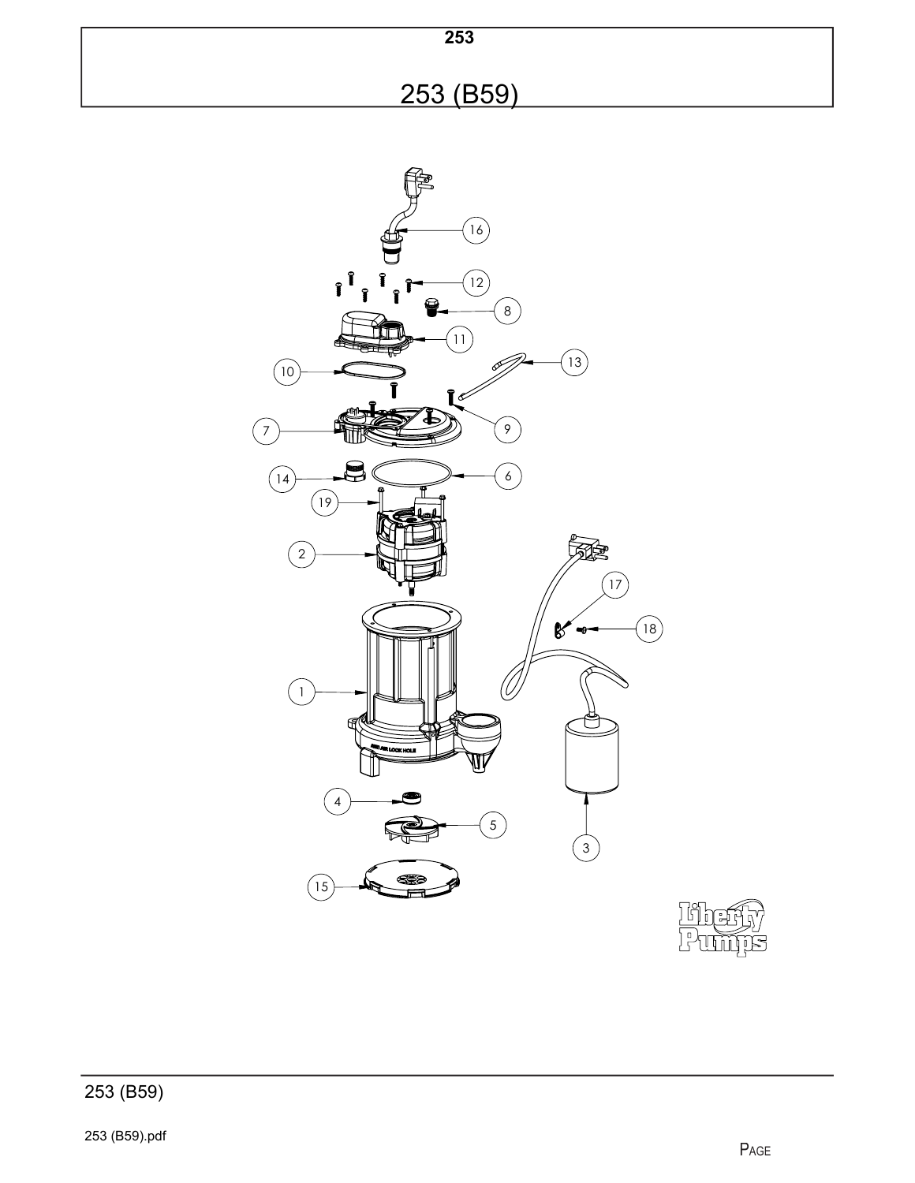# 253

## 253 (B59)

16

12

8

11

10

13

9

7

6

14

19

2

17

18

1

4

5

3

15

253 (B59)

253 (B59).pdf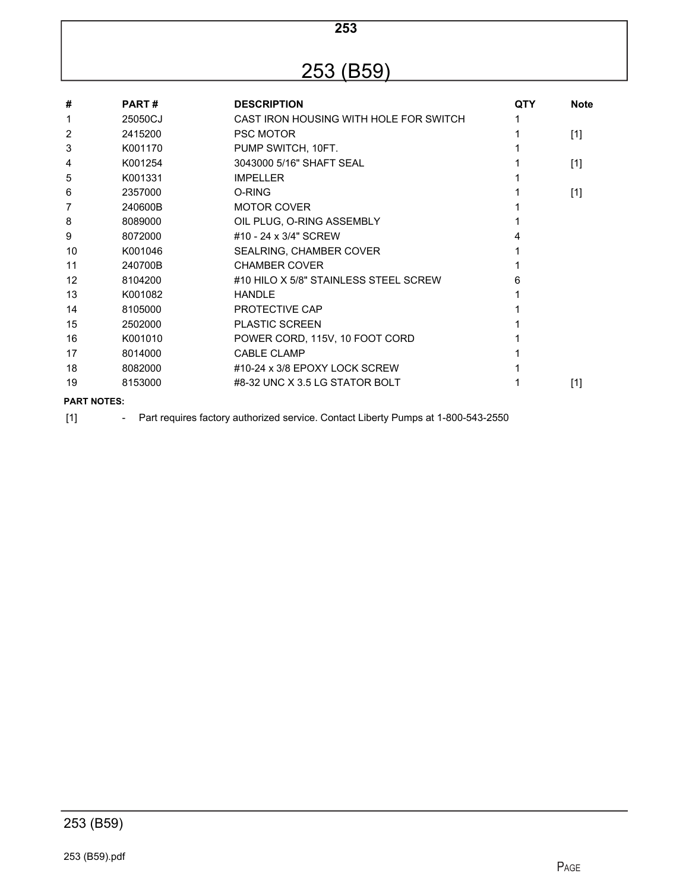# 253

## 253 (B59)

| # | PART # | DESCRIPTION | QTY | Note |
|---|---|---|---|---|
| 1 | 25050CJ | CAST IRON HOUSING WITH HOLE FOR SWITCH | 1 | |
| 2 | 2415200 | PSC MOTOR | 1 | [1] |
| 3 | K001170 | PUMP SWITCH, 10FT. | 1 | |
| 4 | K001254 | 3043000 5/16" SHAFT SEAL | 1 | [1] |
| 5 | K001331 | IMPELLER | 1 | |
| 6 | 2357000 | O-RING | 1 | [1] |
| 7 | 240600B | MOTOR COVER | 1 | |
| 8 | 8089000 | OIL PLUG, O-RING ASSEMBLY | 1 | |
| 9 | 8072000 | #10 - 24 x 3/4" SCREW | 4 | |
| 10 | K001046 | SEALRING, CHAMBER COVER | 1 | |
| 11 | 240700B | CHAMBER COVER | 1 | |
| 12 | 8104200 | #10 HILO X 5/8" STAINLESS STEEL SCREW | 6 | |
| 13 | K001082 | HANDLE | 1 | |
| 14 | 8105000 | PROTECTIVE CAP | 1 | |
| 15 | 2502000 | PLASTIC SCREEN | 1 | |
| 16 | K001010 | POWER CORD, 115V, 10 FOOT CORD | 1 | |
| 17 | 8014000 | CABLE CLAMP | 1 | |
| 18 | 8082000 | #10-24 x 3/8 EPOXY LOCK SCREW | 1 | |
| 19 | 8153000 | #8-32 UNC X 3.5 LG STATOR BOLT | 1 | [1] |

**PART NOTES:**

[1] - Part requires factory authorized service. Contact Liberty Pumps at 1-800-543-2550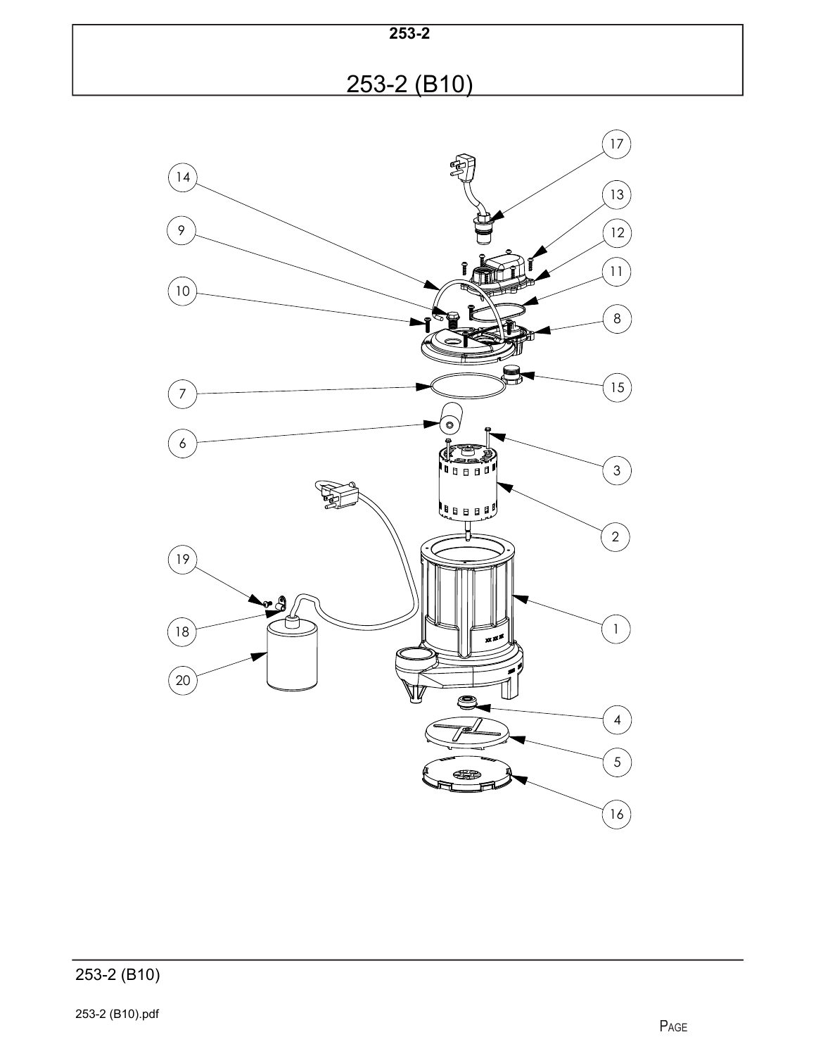# 253-2

## 253-2 (B10)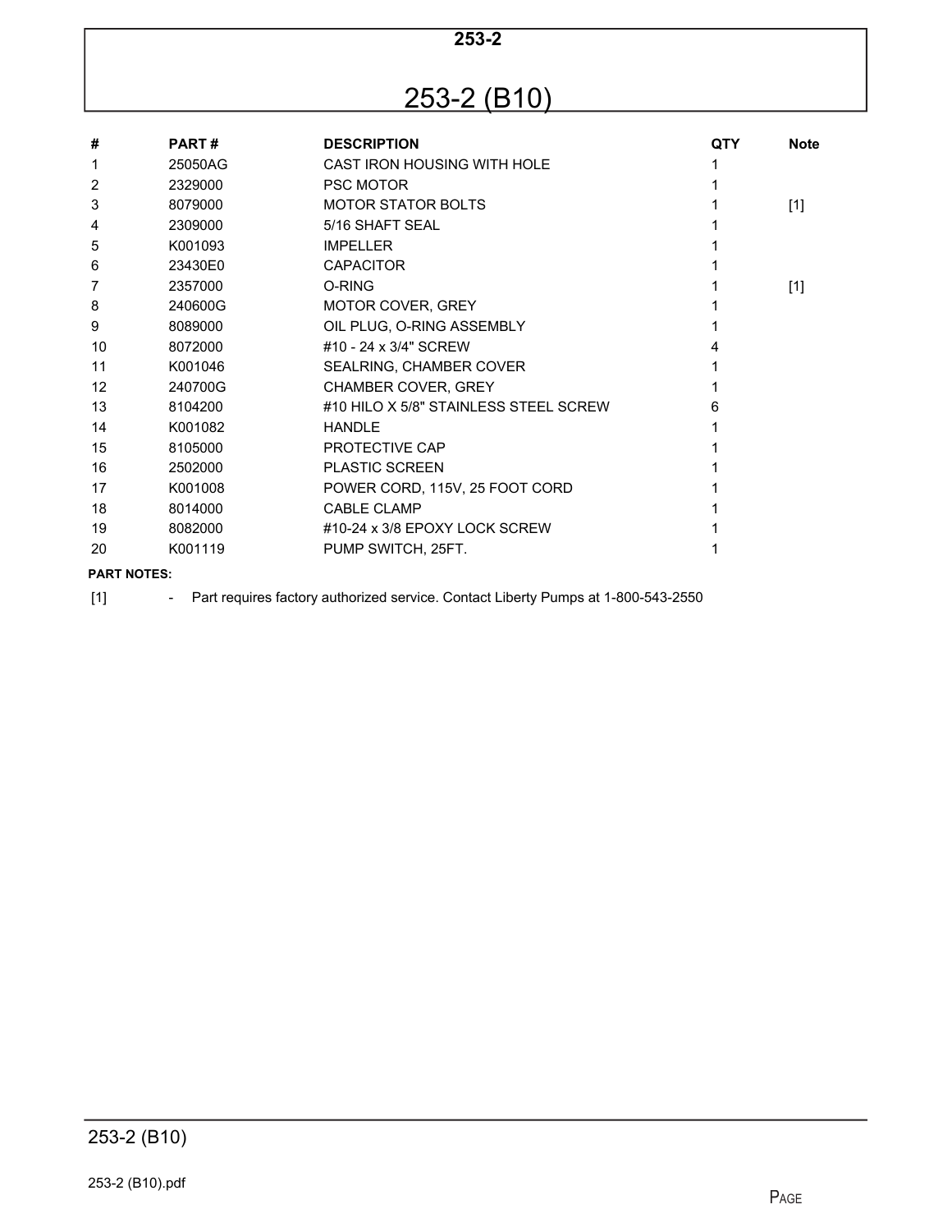**253-2**

# 253-2 (B10)

| # | PART # | DESCRIPTION | QTY | Note |
|---|---|---|---|---|
| 1 | 25050AG | CAST IRON HOUSING WITH HOLE | 1 | |
| 2 | 2329000 | PSC MOTOR | 1 | |
| 3 | 8079000 | MOTOR STATOR BOLTS | 1 | [1] |
| 4 | 2309000 | 5/16 SHAFT SEAL | 1 | |
| 5 | K001093 | IMPELLER | 1 | |
| 6 | 23430E0 | CAPACITOR | 1 | |
| 7 | 2357000 | O-RING | 1 | [1] |
| 8 | 240600G | MOTOR COVER, GREY | 1 | |
| 9 | 8089000 | OIL PLUG, O-RING ASSEMBLY | 1 | |
| 10 | 8072000 | #10 - 24 x 3/4" SCREW | 4 | |
| 11 | K001046 | SEALRING, CHAMBER COVER | 1 | |
| 12 | 240700G | CHAMBER COVER, GREY | 1 | |
| 13 | 8104200 | #10 HILO X 5/8" STAINLESS STEEL SCREW | 6 | |
| 14 | K001082 | HANDLE | 1 | |
| 15 | 8105000 | PROTECTIVE CAP | 1 | |
| 16 | 2502000 | PLASTIC SCREEN | 1 | |
| 17 | K001008 | POWER CORD, 115V, 25 FOOT CORD | 1 | |
| 18 | 8014000 | CABLE CLAMP | 1 | |
| 19 | 8082000 | #10-24 x 3/8 EPOXY LOCK SCREW | 1 | |
| 20 | K001119 | PUMP SWITCH, 25FT. | 1 | |

**PART NOTES:**

[1] - Part requires factory authorized service. Contact Liberty Pumps at 1-800-543-2550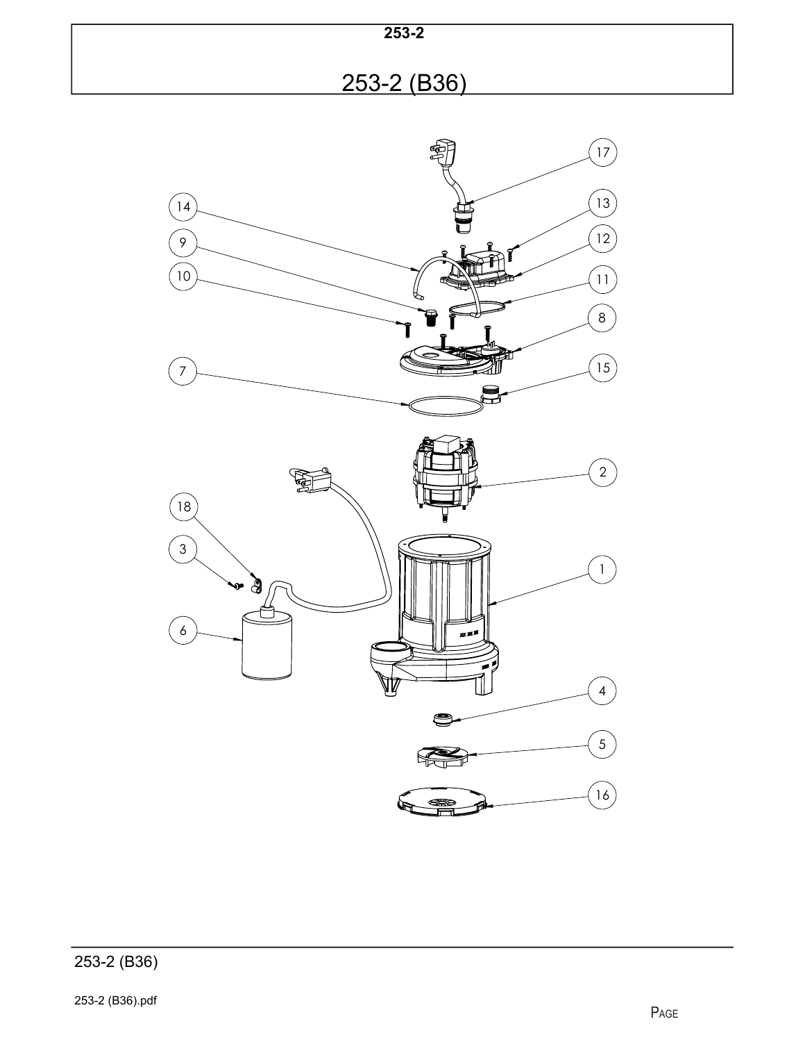**253-2**

# 253-2 (B36)

17

14

13

9

12

10

11

8

7

15

2

18

3

1

6

4

5

16

253-2 (B36)

253-2 (B36).pdf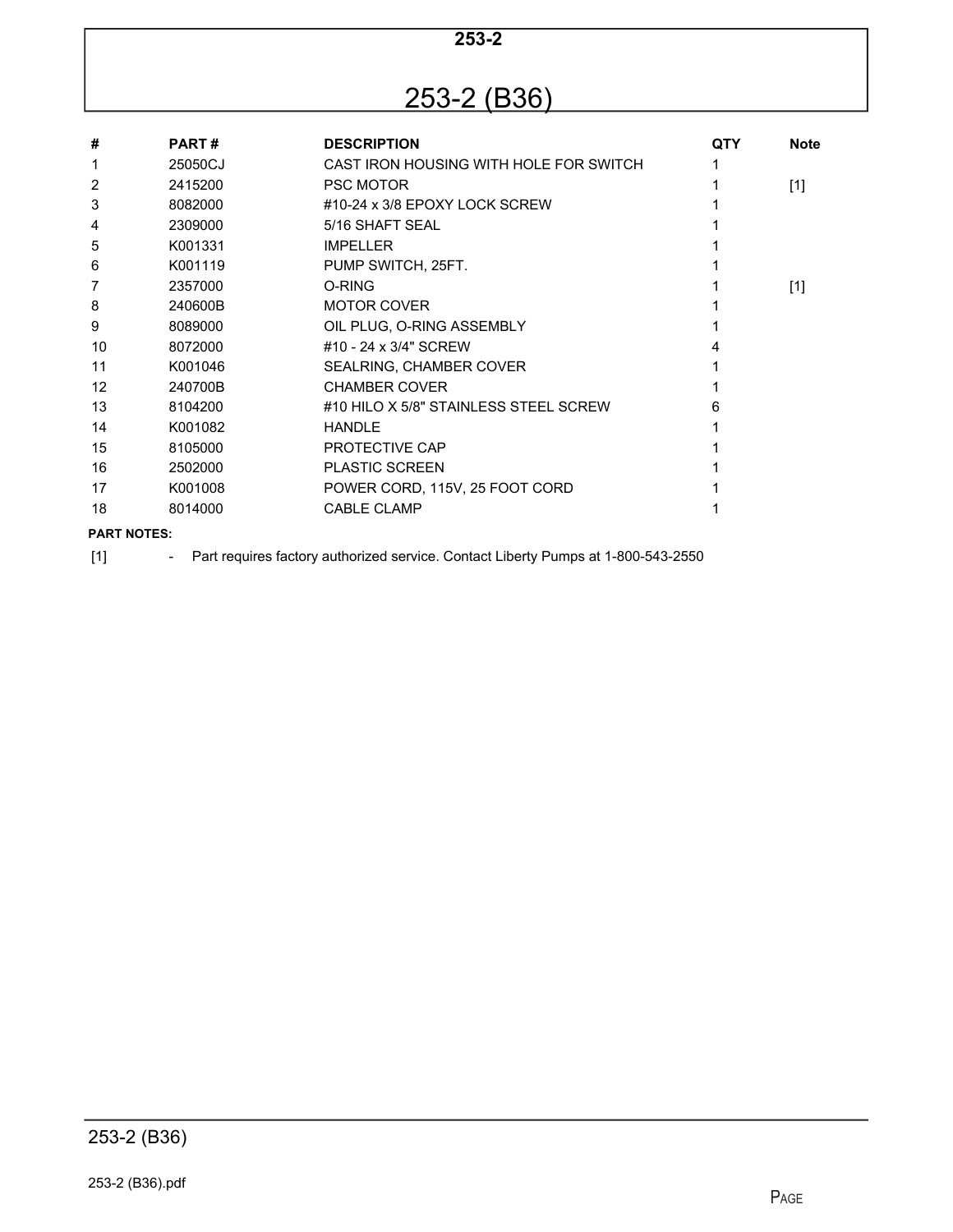# 253-2

## 253-2 (B36)

| # | PART # | DESCRIPTION | QTY | Note |
|---|---|---|---|---|
| 1 | 25050CJ | CAST IRON HOUSING WITH HOLE FOR SWITCH | 1 | |
| 2 | 2415200 | PSC MOTOR | 1 | [1] |
| 3 | 8082000 | #10-24 x 3/8 EPOXY LOCK SCREW | 1 | |
| 4 | 2309000 | 5/16 SHAFT SEAL | 1 | |
| 5 | K001331 | IMPELLER | 1 | |
| 6 | K001119 | PUMP SWITCH, 25FT. | 1 | |
| 7 | 2357000 | O-RING | 1 | [1] |
| 8 | 240600B | MOTOR COVER | 1 | |
| 9 | 8089000 | OIL PLUG, O-RING ASSEMBLY | 1 | |
| 10 | 8072000 | #10 - 24 x 3/4" SCREW | 4 | |
| 11 | K001046 | SEALRING, CHAMBER COVER | 1 | |
| 12 | 240700B | CHAMBER COVER | 1 | |
| 13 | 8104200 | #10 HILO X 5/8" STAINLESS STEEL SCREW | 6 | |
| 14 | K001082 | HANDLE | 1 | |
| 15 | 8105000 | PROTECTIVE CAP | 1 | |
| 16 | 2502000 | PLASTIC SCREEN | 1 | |
| 17 | K001008 | POWER CORD, 115V, 25 FOOT CORD | 1 | |
| 18 | 8014000 | CABLE CLAMP | 1 | |

**PART NOTES:**

[1] - Part requires factory authorized service. Contact Liberty Pumps at 1-800-543-2550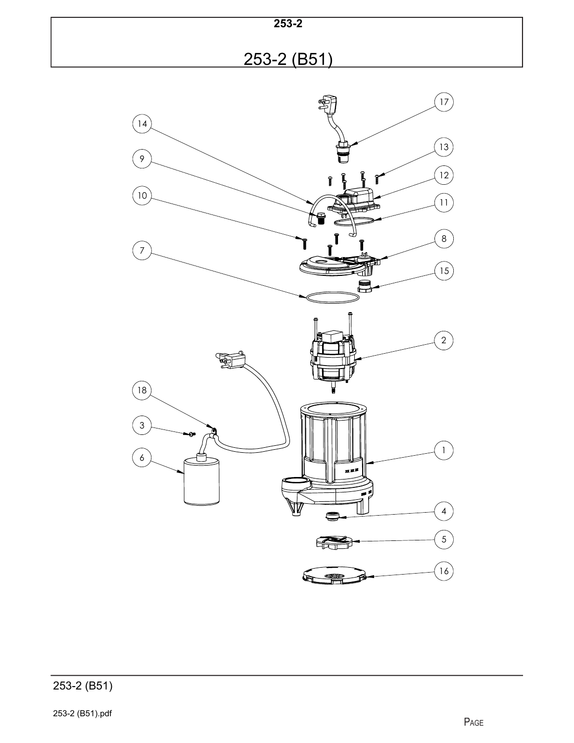**253-2**

# 253-2 (B51)

17

14

13

9

12

10

11

8

7

15

2

18

3

1

6

4

5

16

253-2 (B51)

253-2 (B51).pdf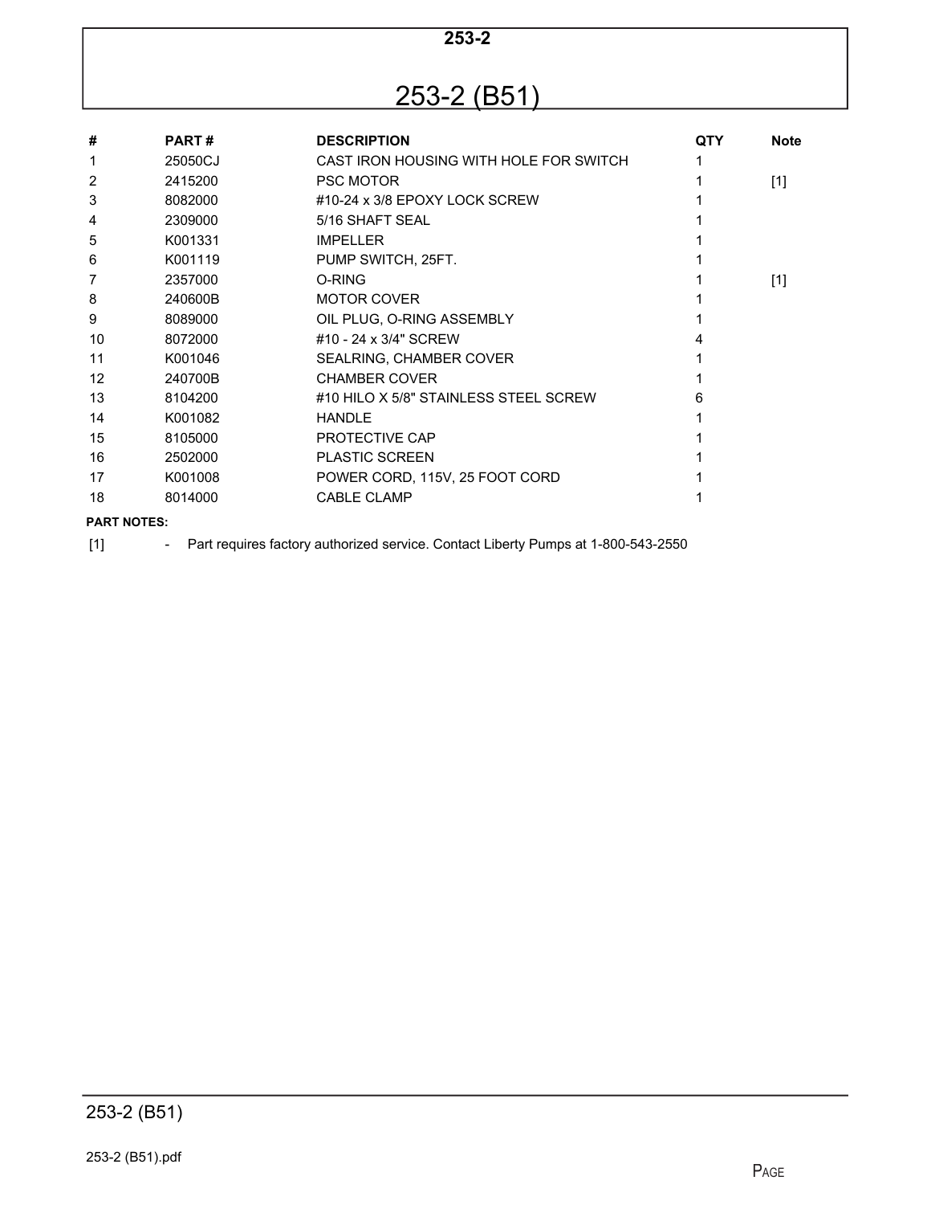**253-2**

# 253-2 (B51)

| # | PART # | DESCRIPTION | QTY | Note |
|---|---|---|---|---|
| 1 | 25050CJ | CAST IRON HOUSING WITH HOLE FOR SWITCH | 1 | |
| 2 | 2415200 | PSC MOTOR | 1 | [1] |
| 3 | 8082000 | #10-24 x 3/8 EPOXY LOCK SCREW | 1 | |
| 4 | 2309000 | 5/16 SHAFT SEAL | 1 | |
| 5 | K001331 | IMPELLER | 1 | |
| 6 | K001119 | PUMP SWITCH, 25FT. | 1 | |
| 7 | 2357000 | O-RING | 1 | [1] |
| 8 | 240600B | MOTOR COVER | 1 | |
| 9 | 8089000 | OIL PLUG, O-RING ASSEMBLY | 1 | |
| 10 | 8072000 | #10 - 24 x 3/4" SCREW | 4 | |
| 11 | K001046 | SEALRING, CHAMBER COVER | 1 | |
| 12 | 240700B | CHAMBER COVER | 1 | |
| 13 | 8104200 | #10 HILO X 5/8" STAINLESS STEEL SCREW | 6 | |
| 14 | K001082 | HANDLE | 1 | |
| 15 | 8105000 | PROTECTIVE CAP | 1 | |
| 16 | 2502000 | PLASTIC SCREEN | 1 | |
| 17 | K001008 | POWER CORD, 115V, 25 FOOT CORD | 1 | |
| 18 | 8014000 | CABLE CLAMP | 1 | |

**PART NOTES:**

[1] - Part requires factory authorized service. Contact Liberty Pumps at 1-800-543-2550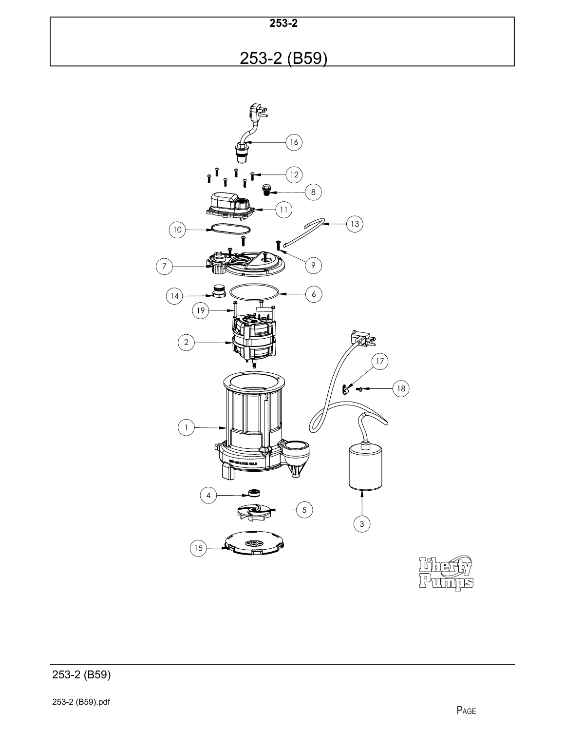# 253-2

## 253-2 (B59)

16

12

8

11

10

13

9

7

6

14

19

2

17

18

1

4

5

3

15

253-2 (B59)

253-2 (B59).pdf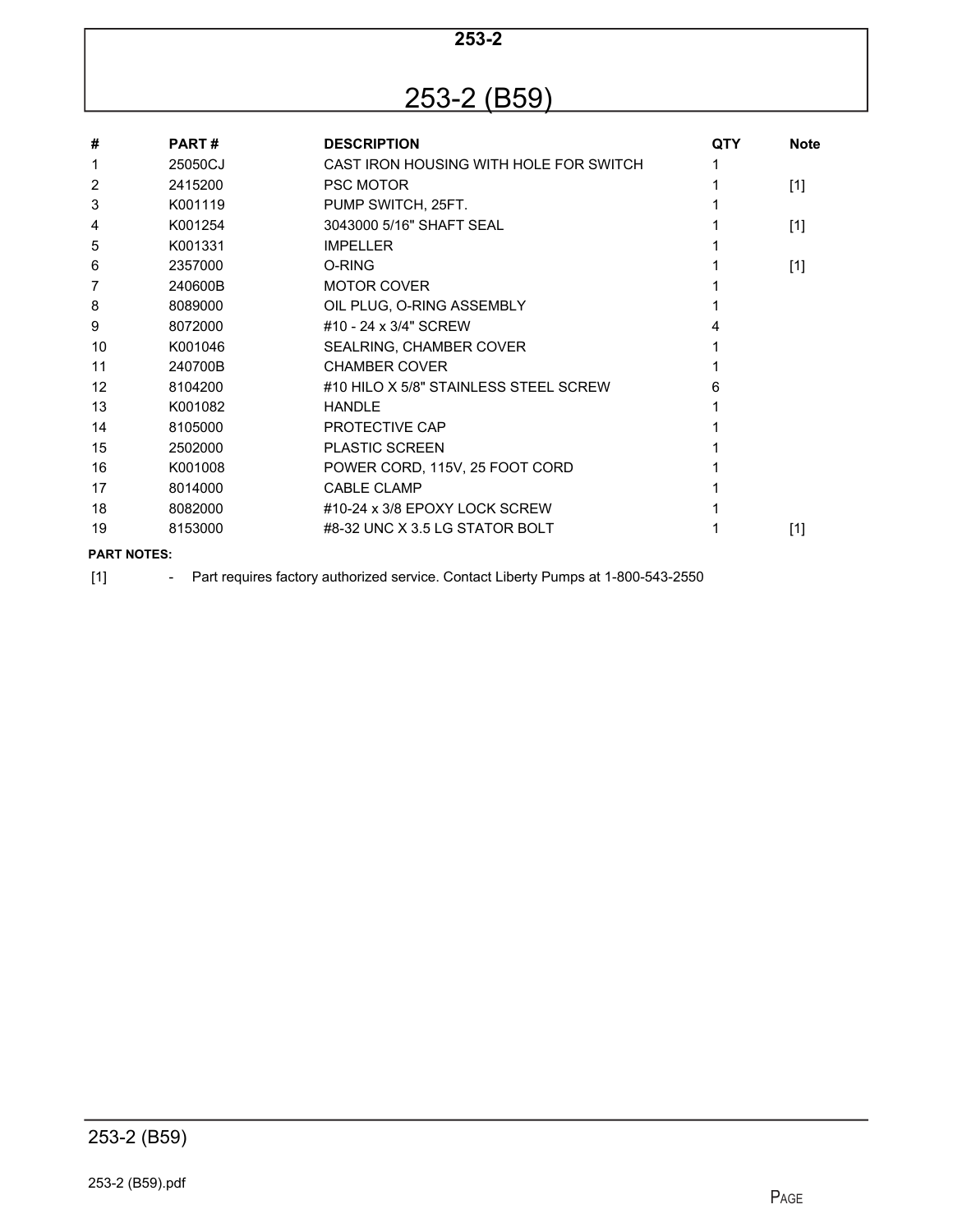# 253-2

## 253-2 (B59)

| # | PART # | DESCRIPTION | QTY | Note |
|---|---|---|---|---|
| 1 | 25050CJ | CAST IRON HOUSING WITH HOLE FOR SWITCH | 1 | |
| 2 | 2415200 | PSC MOTOR | 1 | [1] |
| 3 | K001119 | PUMP SWITCH, 25FT. | 1 | |
| 4 | K001254 | 3043000 5/16" SHAFT SEAL | 1 | [1] |
| 5 | K001331 | IMPELLER | 1 | |
| 6 | 2357000 | O-RING | 1 | [1] |
| 7 | 240600B | MOTOR COVER | 1 | |
| 8 | 8089000 | OIL PLUG, O-RING ASSEMBLY | 1 | |
| 9 | 8072000 | #10 - 24 x 3/4" SCREW | 4 | |
| 10 | K001046 | SEALRING, CHAMBER COVER | 1 | |
| 11 | 240700B | CHAMBER COVER | 1 | |
| 12 | 8104200 | #10 HILO X 5/8" STAINLESS STEEL SCREW | 6 | |
| 13 | K001082 | HANDLE | 1 | |
| 14 | 8105000 | PROTECTIVE CAP | 1 | |
| 15 | 2502000 | PLASTIC SCREEN | 1 | |
| 16 | K001008 | POWER CORD, 115V, 25 FOOT CORD | 1 | |
| 17 | 8014000 | CABLE CLAMP | 1 | |
| 18 | 8082000 | #10-24 x 3/8 EPOXY LOCK SCREW | 1 | |
| 19 | 8153000 | #8-32 UNC X 3.5 LG STATOR BOLT | 1 | [1] |

**PART NOTES:**

[1] - Part requires factory authorized service. Contact Liberty Pumps at 1-800-543-2550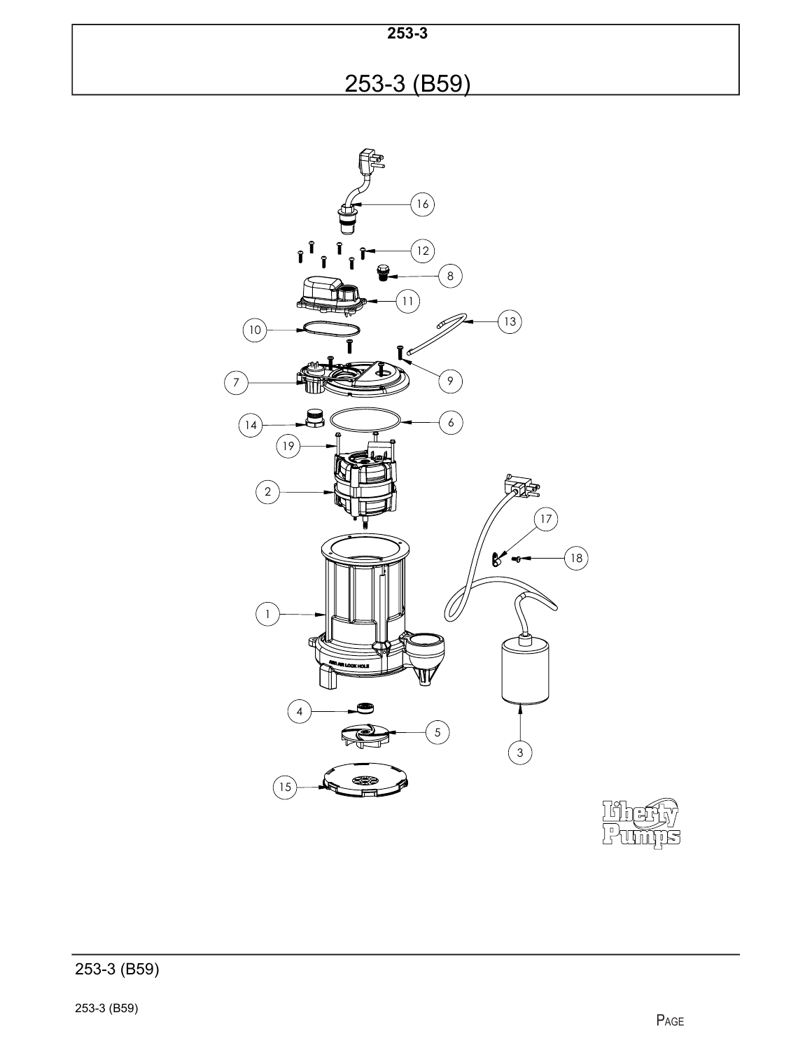**253-3**

# 253-3 (B59)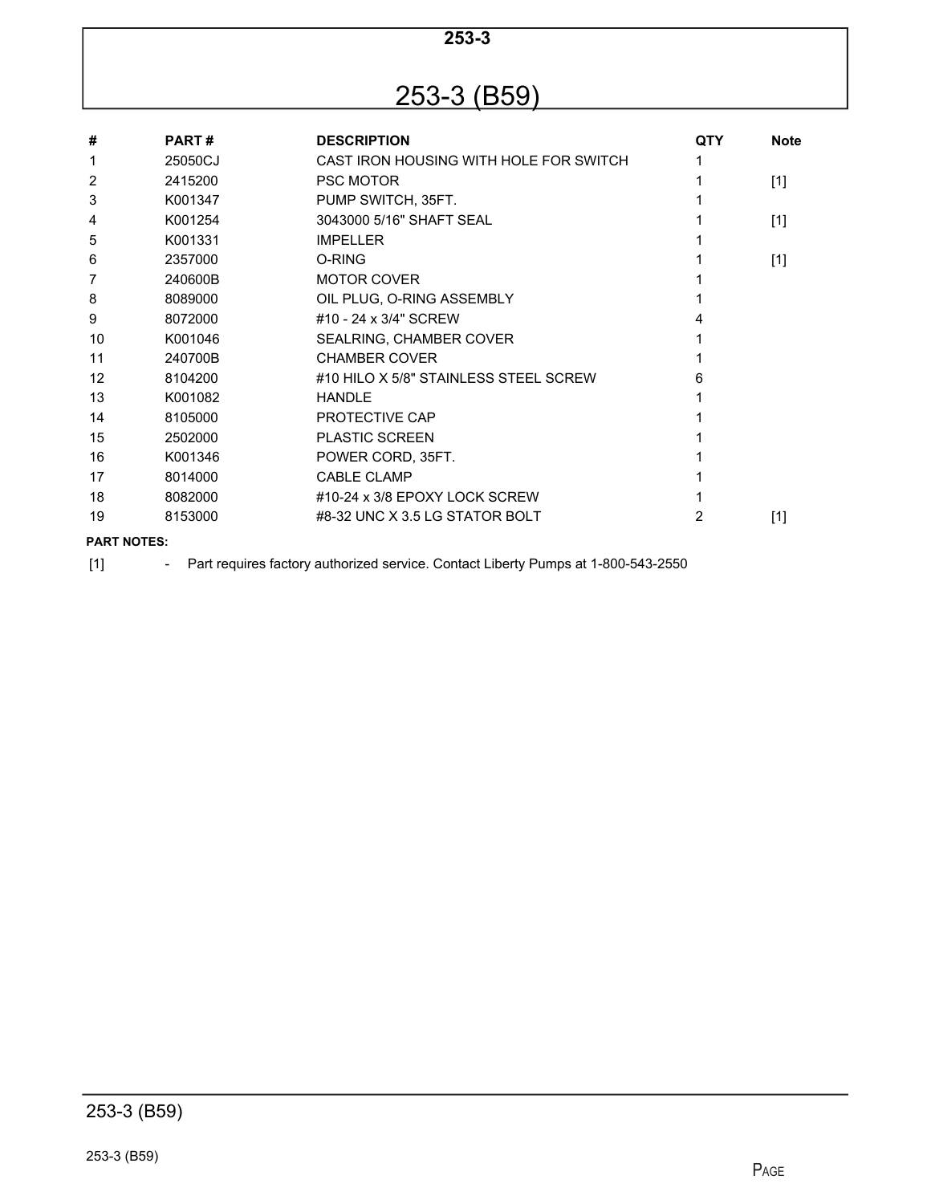## 253-3

# 253-3 (B59)

| # | PART # | DESCRIPTION | QTY | Note |
|---|---|---|---|---|
| 1 | 25050CJ | CAST IRON HOUSING WITH HOLE FOR SWITCH | 1 | |
| 2 | 2415200 | PSC MOTOR | 1 | [1] |
| 3 | K001347 | PUMP SWITCH, 35FT. | 1 | |
| 4 | K001254 | 3043000 5/16" SHAFT SEAL | 1 | [1] |
| 5 | K001331 | IMPELLER | 1 | |
| 6 | 2357000 | O-RING | 1 | [1] |
| 7 | 240600B | MOTOR COVER | 1 | |
| 8 | 8089000 | OIL PLUG, O-RING ASSEMBLY | 1 | |
| 9 | 8072000 | #10 - 24 x 3/4" SCREW | 4 | |
| 10 | K001046 | SEALRING, CHAMBER COVER | 1 | |
| 11 | 240700B | CHAMBER COVER | 1 | |
| 12 | 8104200 | #10 HILO X 5/8" STAINLESS STEEL SCREW | 6 | |
| 13 | K001082 | HANDLE | 1 | |
| 14 | 8105000 | PROTECTIVE CAP | 1 | |
| 15 | 2502000 | PLASTIC SCREEN | 1 | |
| 16 | K001346 | POWER CORD, 35FT. | 1 | |
| 17 | 8014000 | CABLE CLAMP | 1 | |
| 18 | 8082000 | #10-24 x 3/8 EPOXY LOCK SCREW | 1 | |
| 19 | 8153000 | #8-32 UNC X 3.5 LG STATOR BOLT | 2 | [1] |

**PART NOTES:**

[1] - Part requires factory authorized service. Contact Liberty Pumps at 1-800-543-2550